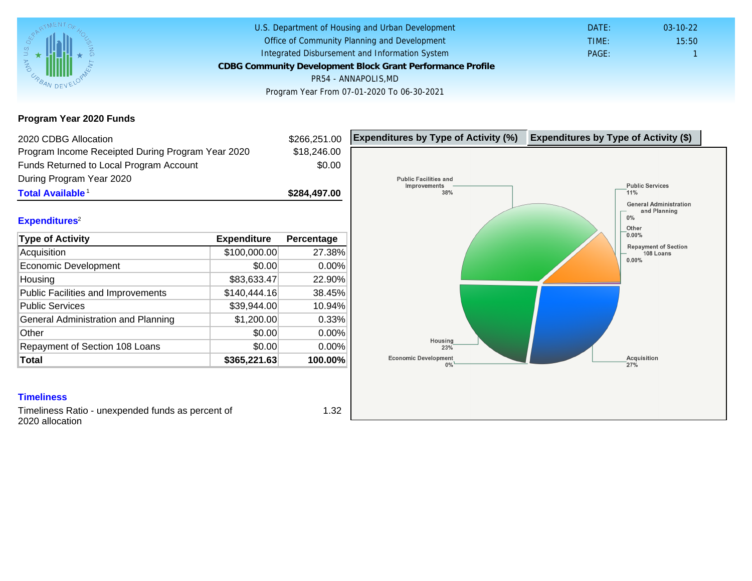U.S. Department of Housing and Urban Development
Office of Community Planning and Development
Integrated Disbursement and Information System

# CDBG Community Development Block Grant Performance Profile

PR54 - ANNAPOLIS,MD

Program Year From 07-01-2020 To 06-30-2021

DATE: 03-10-22
TIME: 15:50
PAGE: 1

## Program Year 2020 Funds

| | |
|---|---|
| 2020 CDBG Allocation | $266,251.00 |
| Program Income Receipted During Program Year 2020 | $18,246.00 |
| Funds Returned to Local Program Account During Program Year 2020 | $0.00 |
| **Total Available** [1] | **$284,497.00** |

## Expenditures[2]

| Type of Activity | Expenditure | Percentage |
|---|---|---|
| Acquisition | $100,000.00 | 27.38% |
| Economic Development | $0.00 | 0.00% |
| Housing | $83,633.47 | 22.90% |
| Public Facilities and Improvements | $140,444.16 | 38.45% |
| Public Services | $39,944.00 | 10.94% |
| General Administration and Planning | $1,200.00 | 0.33% |
| Other | $0.00 | 0.00% |
| Repayment of Section 108 Loans | $0.00 | 0.00% |
| **Total** | **$365,221.63** | **100.00%** |

**Expenditures by Type of Activity (%)** | **Expenditures by Type of Activity ($)**

Public Facilities and Improvements 38%; Public Services 11%; General Administration and Planning 0%; Other 0.00%; Repayment of Section 108 Loans 0.00%; Housing 23%; Economic Development 0%; Acquisition 27%

## Timeliness

| | |
|---|---|
| Timeliness Ratio - unexpended funds as percent of 2020 allocation | 1.32 |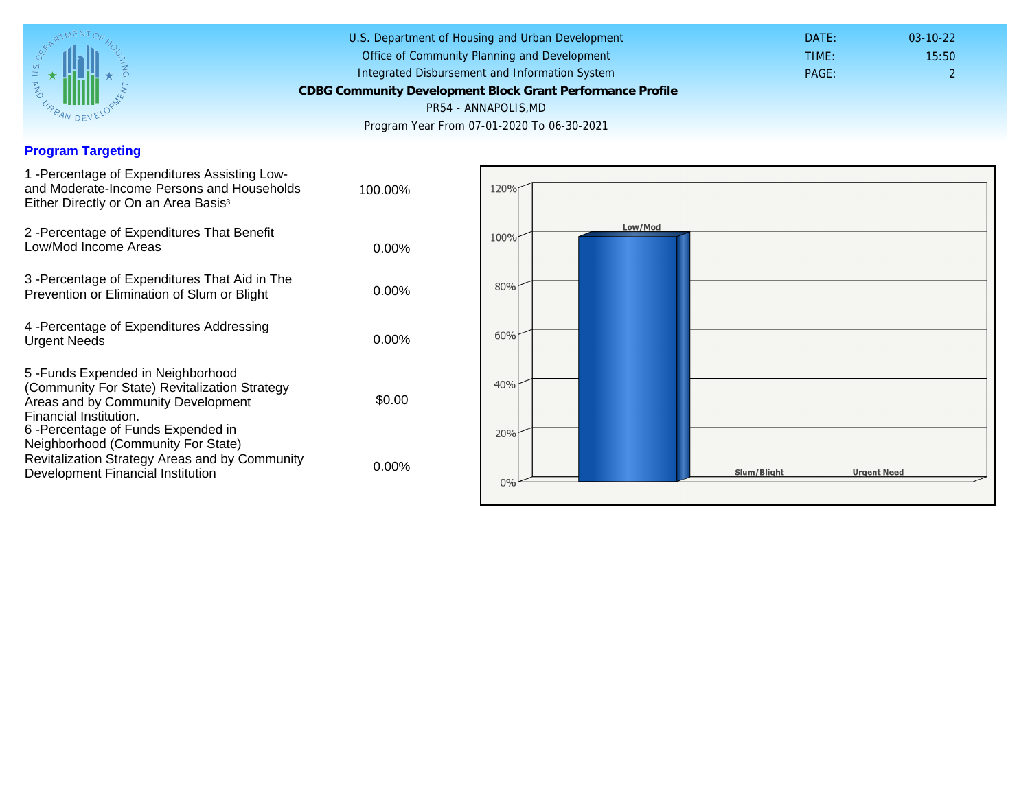U.S. Department of Housing and Urban Development
Office of Community Planning and Development
Integrated Disbursement and Information System
**CDBG Community Development Block Grant Performance Profile**
PR54 - ANNAPOLIS,MD
Program Year From 07-01-2020 To 06-30-2021

DATE: 03-10-22
TIME: 15:50
PAGE: 2

## Program Targeting

| Item | Value |
| --- | --- |
| 1 -Percentage of Expenditures Assisting Low- and Moderate-Income Persons and Households Either Directly or On an Area Basis[3] | 100.00% |
| 2 -Percentage of Expenditures That Benefit Low/Mod Income Areas | 0.00% |
| 3 -Percentage of Expenditures That Aid in The Prevention or Elimination of Slum or Blight | 0.00% |
| 4 -Percentage of Expenditures Addressing Urgent Needs | 0.00% |
| 5 -Funds Expended in Neighborhood (Community For State) Revitalization Strategy Areas and by Community Development Financial Institution. | $0.00 |
| 6 -Percentage of Funds Expended in Neighborhood (Community For State) Revitalization Strategy Areas and by Community Development Financial Institution | 0.00% |

120%
100%
80%
60%
40%
20%
0%

Low/Mod
Slum/Blight
Urgent Need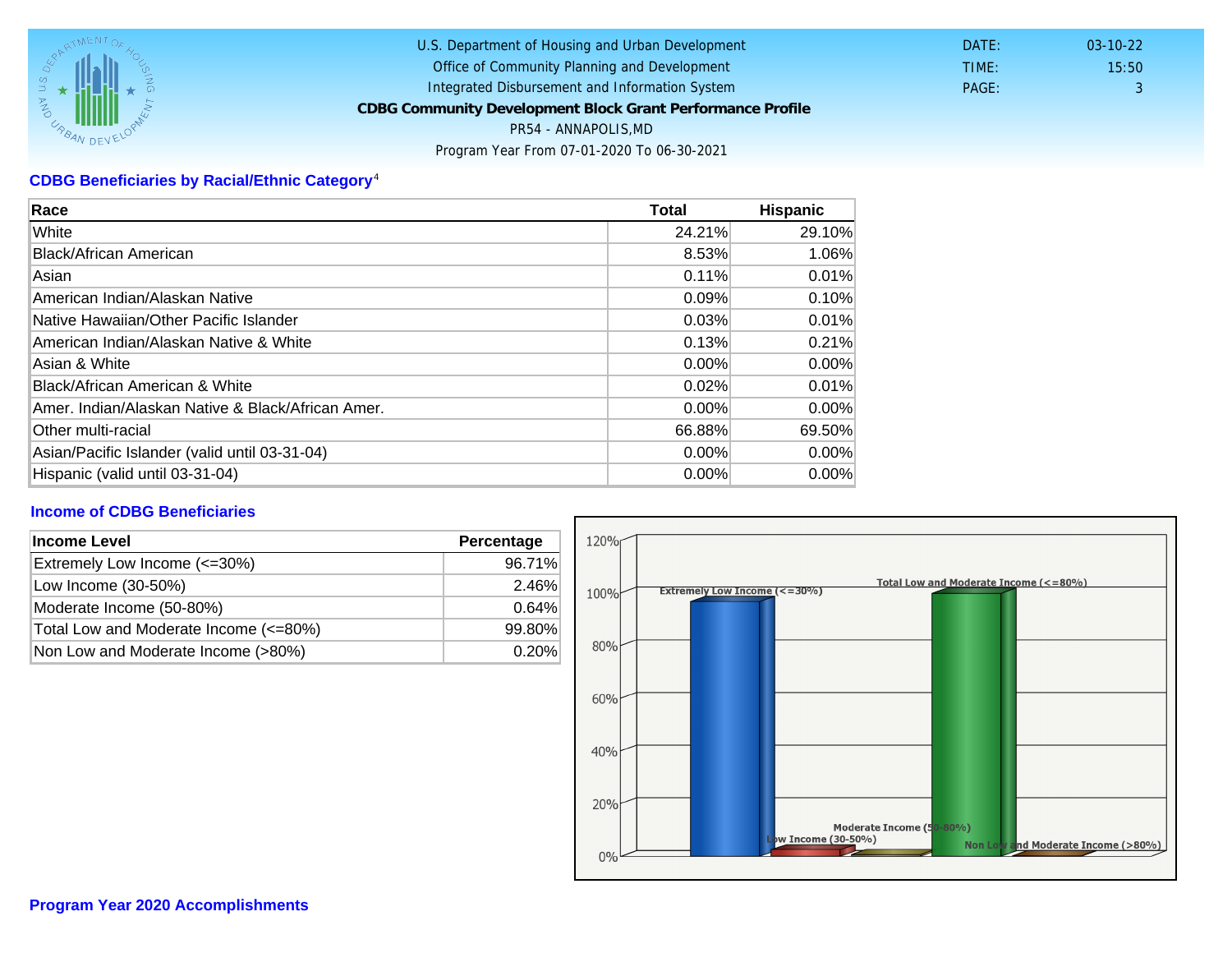U.S. Department of Housing and Urban Development
Office of Community Planning and Development
Integrated Disbursement and Information System
**CDBG Community Development Block Grant Performance Profile**
PR54 - ANNAPOLIS,MD
Program Year From 07-01-2020 To 06-30-2021

DATE: 03-10-22
TIME: 15:50
PAGE: 3

## CDBG Beneficiaries by Racial/Ethnic Category[4]

| Race | Total | Hispanic |
|---|---|---|
| White | 24.21% | 29.10% |
| Black/African American | 8.53% | 1.06% |
| Asian | 0.11% | 0.01% |
| American Indian/Alaskan Native | 0.09% | 0.10% |
| Native Hawaiian/Other Pacific Islander | 0.03% | 0.01% |
| American Indian/Alaskan Native & White | 0.13% | 0.21% |
| Asian & White | 0.00% | 0.00% |
| Black/African American & White | 0.02% | 0.01% |
| Amer. Indian/Alaskan Native & Black/African Amer. | 0.00% | 0.00% |
| Other multi-racial | 66.88% | 69.50% |
| Asian/Pacific Islander (valid until 03-31-04) | 0.00% | 0.00% |
| Hispanic (valid until 03-31-04) | 0.00% | 0.00% |

## Income of CDBG Beneficiaries

| Income Level | Percentage |
|---|---|
| Extremely Low Income (<=30%) | 96.71% |
| Low Income (30-50%) | 2.46% |
| Moderate Income (50-80%) | 0.64% |
| Total Low and Moderate Income (<=80%) | 99.80% |
| Non Low and Moderate Income (>80%) | 0.20% |

## Program Year 2020 Accomplishments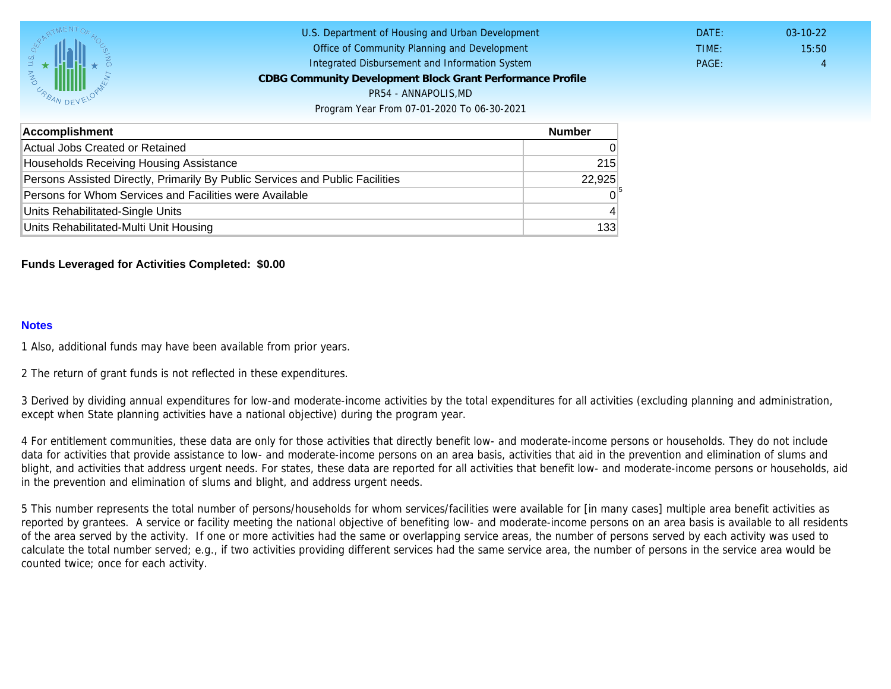U.S. Department of Housing and Urban Development
Office of Community Planning and Development
Integrated Disbursement and Information System
**CDBG Community Development Block Grant Performance Profile**
PR54 - ANNAPOLIS,MD
Program Year From 07-01-2020 To 06-30-2021

DATE: 03-10-22
TIME: 15:50

| Accomplishment | Number |
|---|---|
| Actual Jobs Created or Retained | 0 |
| Households Receiving Housing Assistance | 215 |
| Persons Assisted Directly, Primarily By Public Services and Public Facilities | 22,925 |
| Persons for Whom Services and Facilities were Available | 0 [5] |
| Units Rehabilitated-Single Units | 4 |
| Units Rehabilitated-Multi Unit Housing | 133 |

**Funds Leveraged for Activities Completed: $0.00**

### Notes

1 Also, additional funds may have been available from prior years.

2 The return of grant funds is not reflected in these expenditures.

3 Derived by dividing annual expenditures for low-and moderate-income activities by the total expenditures for all activities (excluding planning and administration, except when State planning activities have a national objective) during the program year.

4 For entitlement communities, these data are only for those activities that directly benefit low- and moderate-income persons or households. They do not include data for activities that provide assistance to low- and moderate-income persons on an area basis, activities that aid in the prevention and elimination of slums and blight, and activities that address urgent needs. For states, these data are reported for all activities that benefit low- and moderate-income persons or households, aid in the prevention and elimination of slums and blight, and address urgent needs.

5 This number represents the total number of persons/households for whom services/facilities were available for [in many cases] multiple area benefit activities as reported by grantees. A service or facility meeting the national objective of benefiting low- and moderate-income persons on an area basis is available to all residents of the area served by the activity. If one or more activities had the same or overlapping service areas, the number of persons served by each activity was used to calculate the total number served; e.g., if two activities providing different services had the same service area, the number of persons in the service area would be counted twice; once for each activity.